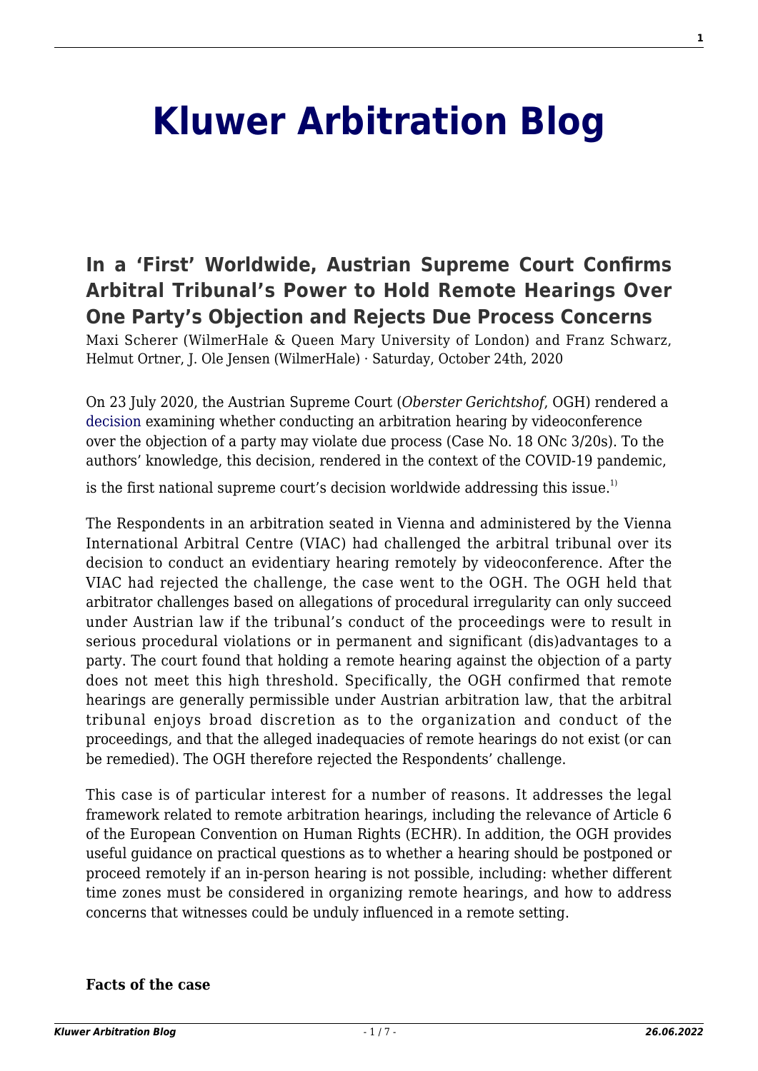# Kluwer Arbitration Blog

## In a 'First' Worldwide, Austrian Supreme Court Confirms Arbitral Tribunal's Power to Hold Remote Hearings Over One Party's Objection and Rejects Due Process Concerns

Maxi Scherer (WilmerHale & Queen Mary University of London) and Franz Schwarz, Helmut Ortner, J. Ole Jensen (WilmerHale) · Saturday, October 24th, 2020

On 23 July 2020, the Austrian Supreme Court (*Oberster Gerichtshof*, OGH) rendered a decision examining whether conducting an arbitration hearing by videoconference over the objection of a party may violate due process (Case No. 18 ONc 3/20s). To the authors' knowledge, this decision, rendered in the context of the COVID-19 pandemic, is the first national supreme court's decision worldwide addressing this issue.[1]

The Respondents in an arbitration seated in Vienna and administered by the Vienna International Arbitral Centre (VIAC) had challenged the arbitral tribunal over its decision to conduct an evidentiary hearing remotely by videoconference. After the VIAC had rejected the challenge, the case went to the OGH. The OGH held that arbitrator challenges based on allegations of procedural irregularity can only succeed under Austrian law if the tribunal's conduct of the proceedings were to result in serious procedural violations or in permanent and significant (dis)advantages to a party. The court found that holding a remote hearing against the objection of a party does not meet this high threshold. Specifically, the OGH confirmed that remote hearings are generally permissible under Austrian arbitration law, that the arbitral tribunal enjoys broad discretion as to the organization and conduct of the proceedings, and that the alleged inadequacies of remote hearings do not exist (or can be remedied). The OGH therefore rejected the Respondents' challenge.

This case is of particular interest for a number of reasons. It addresses the legal framework related to remote arbitration hearings, including the relevance of Article 6 of the European Convention on Human Rights (ECHR). In addition, the OGH provides useful guidance on practical questions as to whether a hearing should be postponed or proceed remotely if an in-person hearing is not possible, including: whether different time zones must be considered in organizing remote hearings, and how to address concerns that witnesses could be unduly influenced in a remote setting.

**Facts of the case**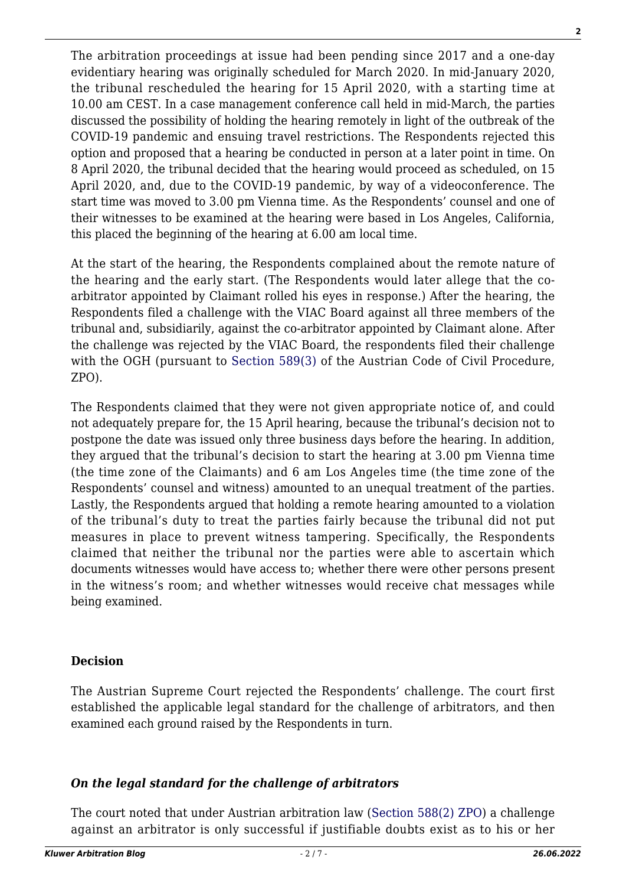The arbitration proceedings at issue had been pending since 2017 and a one-day evidentiary hearing was originally scheduled for March 2020. In mid-January 2020, the tribunal rescheduled the hearing for 15 April 2020, with a starting time at 10.00 am CEST. In a case management conference call held in mid-March, the parties discussed the possibility of holding the hearing remotely in light of the outbreak of the COVID-19 pandemic and ensuing travel restrictions. The Respondents rejected this option and proposed that a hearing be conducted in person at a later point in time. On 8 April 2020, the tribunal decided that the hearing would proceed as scheduled, on 15 April 2020, and, due to the COVID-19 pandemic, by way of a videoconference. The start time was moved to 3.00 pm Vienna time. As the Respondents' counsel and one of their witnesses to be examined at the hearing were based in Los Angeles, California, this placed the beginning of the hearing at 6.00 am local time.

At the start of the hearing, the Respondents complained about the remote nature of the hearing and the early start. (The Respondents would later allege that the co-arbitrator appointed by Claimant rolled his eyes in response.) After the hearing, the Respondents filed a challenge with the VIAC Board against all three members of the tribunal and, subsidiarily, against the co-arbitrator appointed by Claimant alone. After the challenge was rejected by the VIAC Board, the respondents filed their challenge with the OGH (pursuant to Section 589(3) of the Austrian Code of Civil Procedure, ZPO).

The Respondents claimed that they were not given appropriate notice of, and could not adequately prepare for, the 15 April hearing, because the tribunal's decision not to postpone the date was issued only three business days before the hearing. In addition, they argued that the tribunal's decision to start the hearing at 3.00 pm Vienna time (the time zone of the Claimants) and 6 am Los Angeles time (the time zone of the Respondents' counsel and witness) amounted to an unequal treatment of the parties. Lastly, the Respondents argued that holding a remote hearing amounted to a violation of the tribunal's duty to treat the parties fairly because the tribunal did not put measures in place to prevent witness tampering. Specifically, the Respondents claimed that neither the tribunal nor the parties were able to ascertain which documents witnesses would have access to; whether there were other persons present in the witness's room; and whether witnesses would receive chat messages while being examined.

**Decision**

The Austrian Supreme Court rejected the Respondents' challenge. The court first established the applicable legal standard for the challenge of arbitrators, and then examined each ground raised by the Respondents in turn.

***On the legal standard for the challenge of arbitrators***

The court noted that under Austrian arbitration law (Section 588(2) ZPO) a challenge against an arbitrator is only successful if justifiable doubts exist as to his or her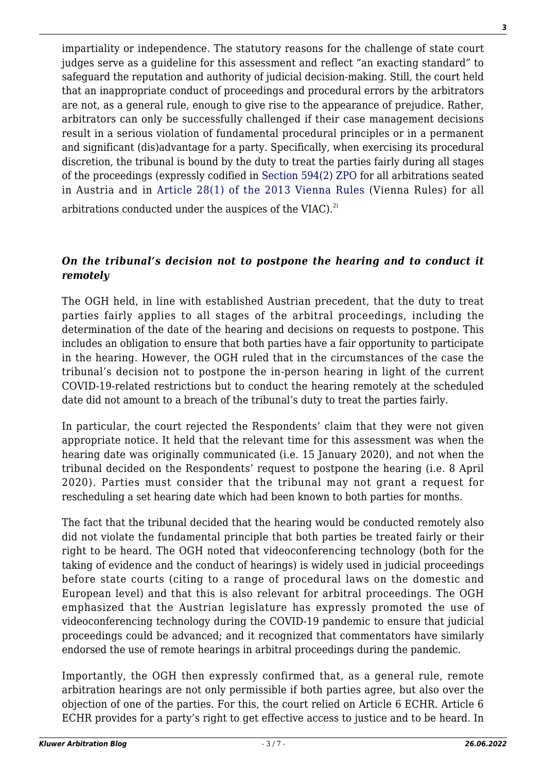impartiality or independence. The statutory reasons for the challenge of state court judges serve as a guideline for this assessment and reflect "an exacting standard" to safeguard the reputation and authority of judicial decision-making. Still, the court held that an inappropriate conduct of proceedings and procedural errors by the arbitrators are not, as a general rule, enough to give rise to the appearance of prejudice. Rather, arbitrators can only be successfully challenged if their case management decisions result in a serious violation of fundamental procedural principles or in a permanent and significant (dis)advantage for a party. Specifically, when exercising its procedural discretion, the tribunal is bound by the duty to treat the parties fairly during all stages of the proceedings (expressly codified in Section 594(2) ZPO for all arbitrations seated in Austria and in Article 28(1) of the 2013 Vienna Rules (Vienna Rules) for all arbitrations conducted under the auspices of the VIAC).[2]

### *On the tribunal's decision not to postpone the hearing and to conduct it remotely*

The OGH held, in line with established Austrian precedent, that the duty to treat parties fairly applies to all stages of the arbitral proceedings, including the determination of the date of the hearing and decisions on requests to postpone. This includes an obligation to ensure that both parties have a fair opportunity to participate in the hearing. However, the OGH ruled that in the circumstances of the case the tribunal's decision not to postpone the in-person hearing in light of the current COVID-19-related restrictions but to conduct the hearing remotely at the scheduled date did not amount to a breach of the tribunal's duty to treat the parties fairly.

In particular, the court rejected the Respondents' claim that they were not given appropriate notice. It held that the relevant time for this assessment was when the hearing date was originally communicated (i.e. 15 January 2020), and not when the tribunal decided on the Respondents' request to postpone the hearing (i.e. 8 April 2020). Parties must consider that the tribunal may not grant a request for rescheduling a set hearing date which had been known to both parties for months.

The fact that the tribunal decided that the hearing would be conducted remotely also did not violate the fundamental principle that both parties be treated fairly or their right to be heard. The OGH noted that videoconferencing technology (both for the taking of evidence and the conduct of hearings) is widely used in judicial proceedings before state courts (citing to a range of procedural laws on the domestic and European level) and that this is also relevant for arbitral proceedings. The OGH emphasized that the Austrian legislature has expressly promoted the use of videoconferencing technology during the COVID-19 pandemic to ensure that judicial proceedings could be advanced; and it recognized that commentators have similarly endorsed the use of remote hearings in arbitral proceedings during the pandemic.

Importantly, the OGH then expressly confirmed that, as a general rule, remote arbitration hearings are not only permissible if both parties agree, but also over the objection of one of the parties. For this, the court relied on Article 6 ECHR. Article 6 ECHR provides for a party's right to get effective access to justice and to be heard. In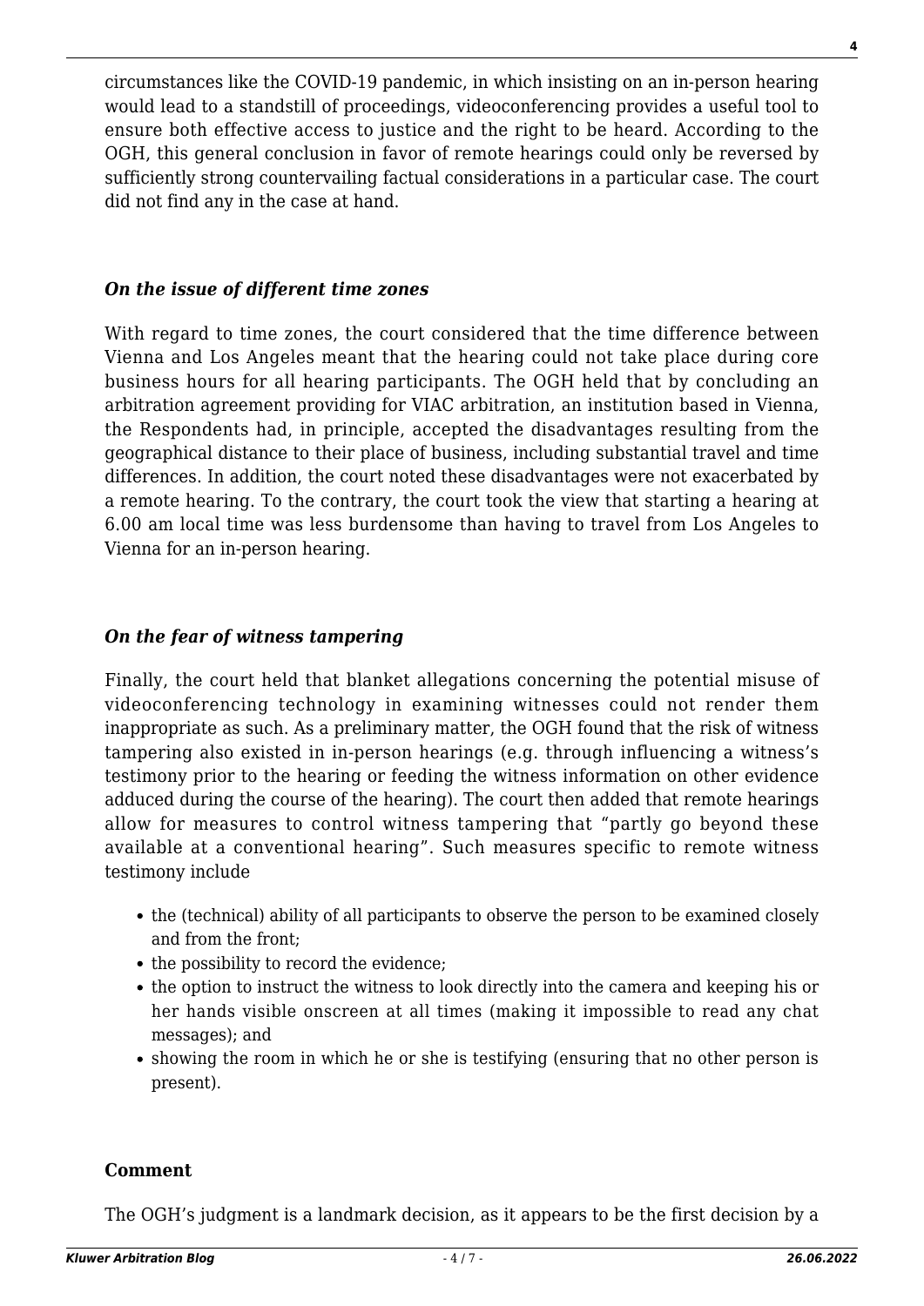circumstances like the COVID-19 pandemic, in which insisting on an in-person hearing would lead to a standstill of proceedings, videoconferencing provides a useful tool to ensure both effective access to justice and the right to be heard. According to the OGH, this general conclusion in favor of remote hearings could only be reversed by sufficiently strong countervailing factual considerations in a particular case. The court did not find any in the case at hand.

### *On the issue of different time zones*

With regard to time zones, the court considered that the time difference between Vienna and Los Angeles meant that the hearing could not take place during core business hours for all hearing participants. The OGH held that by concluding an arbitration agreement providing for VIAC arbitration, an institution based in Vienna, the Respondents had, in principle, accepted the disadvantages resulting from the geographical distance to their place of business, including substantial travel and time differences. In addition, the court noted these disadvantages were not exacerbated by a remote hearing. To the contrary, the court took the view that starting a hearing at 6.00 am local time was less burdensome than having to travel from Los Angeles to Vienna for an in-person hearing.

### *On the fear of witness tampering*

Finally, the court held that blanket allegations concerning the potential misuse of videoconferencing technology in examining witnesses could not render them inappropriate as such. As a preliminary matter, the OGH found that the risk of witness tampering also existed in in-person hearings (e.g. through influencing a witness's testimony prior to the hearing or feeding the witness information on other evidence adduced during the course of the hearing). The court then added that remote hearings allow for measures to control witness tampering that "partly go beyond these available at a conventional hearing". Such measures specific to remote witness testimony include

- the (technical) ability of all participants to observe the person to be examined closely and from the front;
- the possibility to record the evidence;
- the option to instruct the witness to look directly into the camera and keeping his or her hands visible onscreen at all times (making it impossible to read any chat messages); and
- showing the room in which he or she is testifying (ensuring that no other person is present).

### **Comment**

The OGH's judgment is a landmark decision, as it appears to be the first decision by a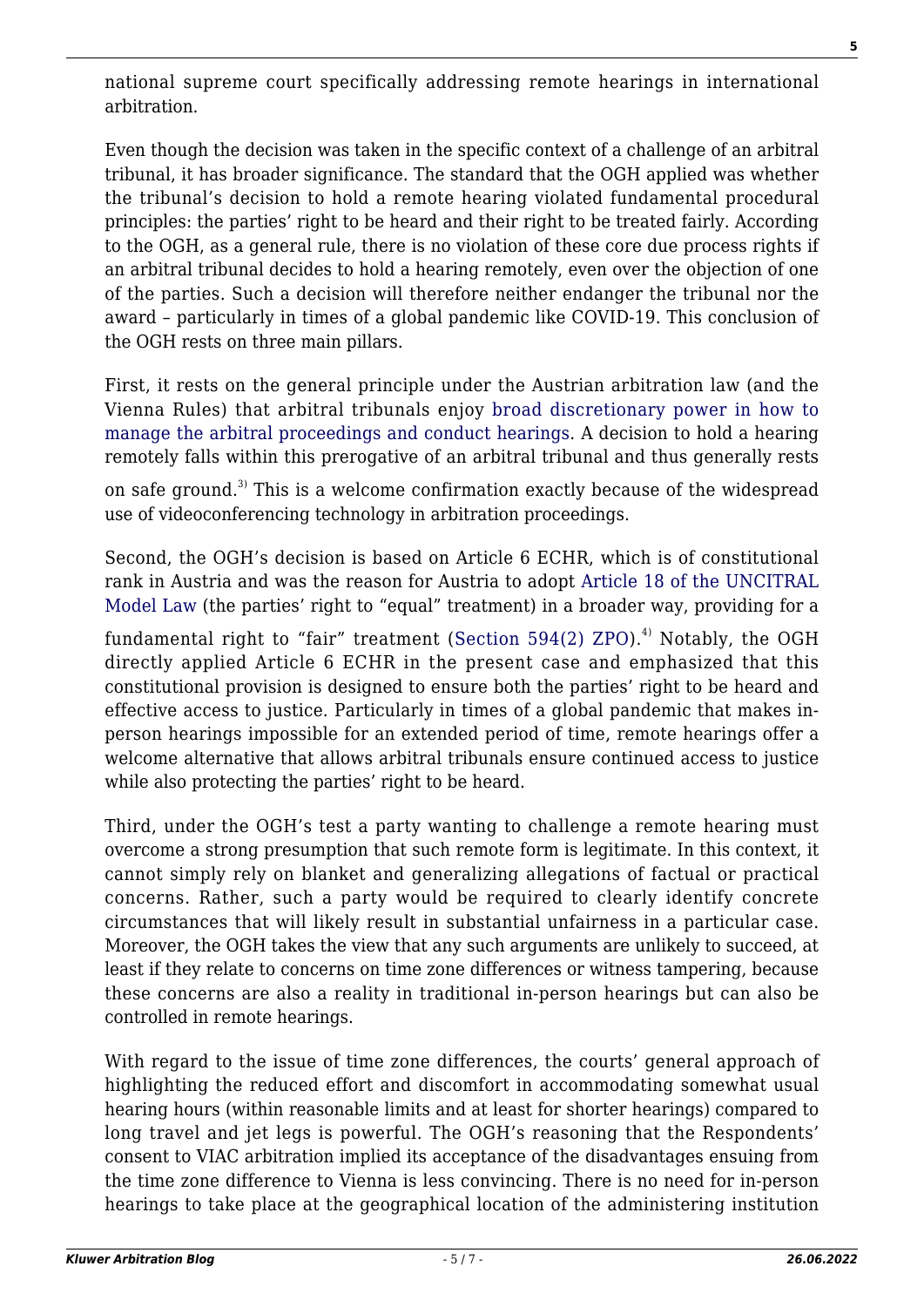national supreme court specifically addressing remote hearings in international arbitration.

Even though the decision was taken in the specific context of a challenge of an arbitral tribunal, it has broader significance. The standard that the OGH applied was whether the tribunal's decision to hold a remote hearing violated fundamental procedural principles: the parties' right to be heard and their right to be treated fairly. According to the OGH, as a general rule, there is no violation of these core due process rights if an arbitral tribunal decides to hold a hearing remotely, even over the objection of one of the parties. Such a decision will therefore neither endanger the tribunal nor the award – particularly in times of a global pandemic like COVID-19. This conclusion of the OGH rests on three main pillars.

First, it rests on the general principle under the Austrian arbitration law (and the Vienna Rules) that arbitral tribunals enjoy broad discretionary power in how to manage the arbitral proceedings and conduct hearings. A decision to hold a hearing remotely falls within this prerogative of an arbitral tribunal and thus generally rests on safe ground.[3] This is a welcome confirmation exactly because of the widespread use of videoconferencing technology in arbitration proceedings.

Second, the OGH's decision is based on Article 6 ECHR, which is of constitutional rank in Austria and was the reason for Austria to adopt Article 18 of the UNCITRAL Model Law (the parties' right to "equal" treatment) in a broader way, providing for a fundamental right to "fair" treatment (Section 594(2) ZPO).[4] Notably, the OGH directly applied Article 6 ECHR in the present case and emphasized that this constitutional provision is designed to ensure both the parties' right to be heard and effective access to justice. Particularly in times of a global pandemic that makes in-person hearings impossible for an extended period of time, remote hearings offer a welcome alternative that allows arbitral tribunals ensure continued access to justice while also protecting the parties' right to be heard.

Third, under the OGH's test a party wanting to challenge a remote hearing must overcome a strong presumption that such remote form is legitimate. In this context, it cannot simply rely on blanket and generalizing allegations of factual or practical concerns. Rather, such a party would be required to clearly identify concrete circumstances that will likely result in substantial unfairness in a particular case. Moreover, the OGH takes the view that any such arguments are unlikely to succeed, at least if they relate to concerns on time zone differences or witness tampering, because these concerns are also a reality in traditional in-person hearings but can also be controlled in remote hearings.

With regard to the issue of time zone differences, the courts' general approach of highlighting the reduced effort and discomfort in accommodating somewhat usual hearing hours (within reasonable limits and at least for shorter hearings) compared to long travel and jet legs is powerful. The OGH's reasoning that the Respondents' consent to VIAC arbitration implied its acceptance of the disadvantages ensuing from the time zone difference to Vienna is less convincing. There is no need for in-person hearings to take place at the geographical location of the administering institution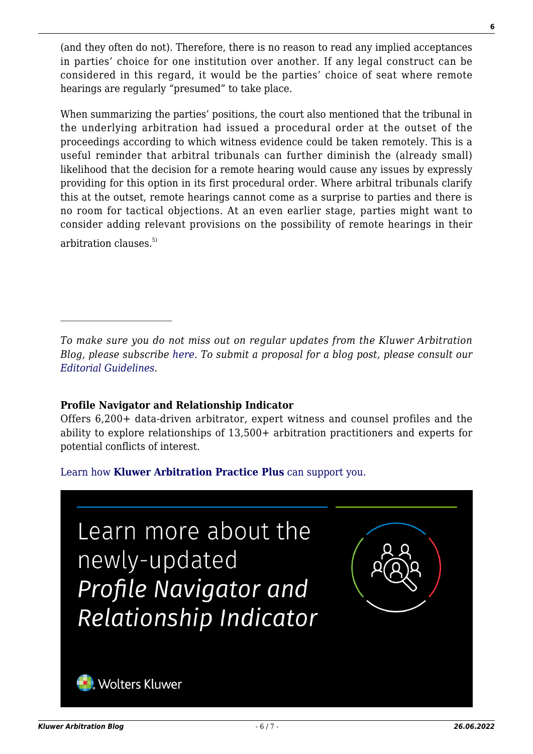(and they often do not). Therefore, there is no reason to read any implied acceptances in parties' choice for one institution over another. If any legal construct can be considered in this regard, it would be the parties' choice of seat where remote hearings are regularly "presumed" to take place.

When summarizing the parties' positions, the court also mentioned that the tribunal in the underlying arbitration had issued a procedural order at the outset of the proceedings according to which witness evidence could be taken remotely. This is a useful reminder that arbitral tribunals can further diminish the (already small) likelihood that the decision for a remote hearing would cause any issues by expressly providing for this option in its first procedural order. Where arbitral tribunals clarify this at the outset, remote hearings cannot come as a surprise to parties and there is no room for tactical objections. At an even earlier stage, parties might want to consider adding relevant provisions on the possibility of remote hearings in their arbitration clauses.[5)]

---

*To make sure you do not miss out on regular updates from the Kluwer Arbitration Blog, please subscribe here. To submit a proposal for a blog post, please consult our Editorial Guidelines.*

**Profile Navigator and Relationship Indicator**

Offers 6,200+ data-driven arbitrator, expert witness and counsel profiles and the ability to explore relationships of 13,500+ arbitration practitioners and experts for potential conflicts of interest.

Learn how **Kluwer Arbitration Practice Plus** can support you.

Learn more about the newly-updated *Profile Navigator and Relationship Indicator*

Wolters Kluwer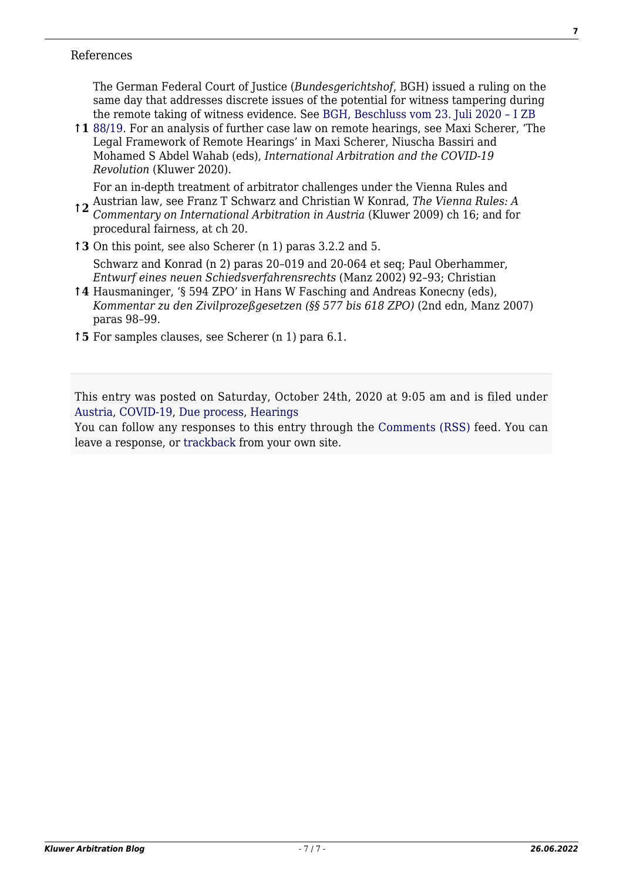References

↑1 The German Federal Court of Justice (*Bundesgerichtshof*, BGH) issued a ruling on the same day that addresses discrete issues of the potential for witness tampering during the remote taking of witness evidence. See BGH, Beschluss vom 23. Juli 2020 – I ZB 88/19. For an analysis of further case law on remote hearings, see Maxi Scherer, 'The Legal Framework of Remote Hearings' in Maxi Scherer, Niuscha Bassiri and Mohamed S Abdel Wahab (eds), *International Arbitration and the COVID-19 Revolution* (Kluwer 2020).

↑2 For an in-depth treatment of arbitrator challenges under the Vienna Rules and Austrian law, see Franz T Schwarz and Christian W Konrad, *The Vienna Rules: A Commentary on International Arbitration in Austria* (Kluwer 2009) ch 16; and for procedural fairness, at ch 20.

↑3 On this point, see also Scherer (n 1) paras 3.2.2 and 5.

↑4 Schwarz and Konrad (n 2) paras 20–019 and 20-064 et seq; Paul Oberhammer, *Entwurf eines neuen Schiedsverfahrensrechts* (Manz 2002) 92–93; Christian Hausmaninger, '§ 594 ZPO' in Hans W Fasching and Andreas Konecny (eds), *Kommentar zu den Zivilprozeßgesetzen (§§ 577 bis 618 ZPO)* (2nd edn, Manz 2007) paras 98–99.

↑5 For samples clauses, see Scherer (n 1) para 6.1.

This entry was posted on Saturday, October 24th, 2020 at 9:05 am and is filed under Austria, COVID-19, Due process, Hearings
You can follow any responses to this entry through the Comments (RSS) feed. You can leave a response, or trackback from your own site.